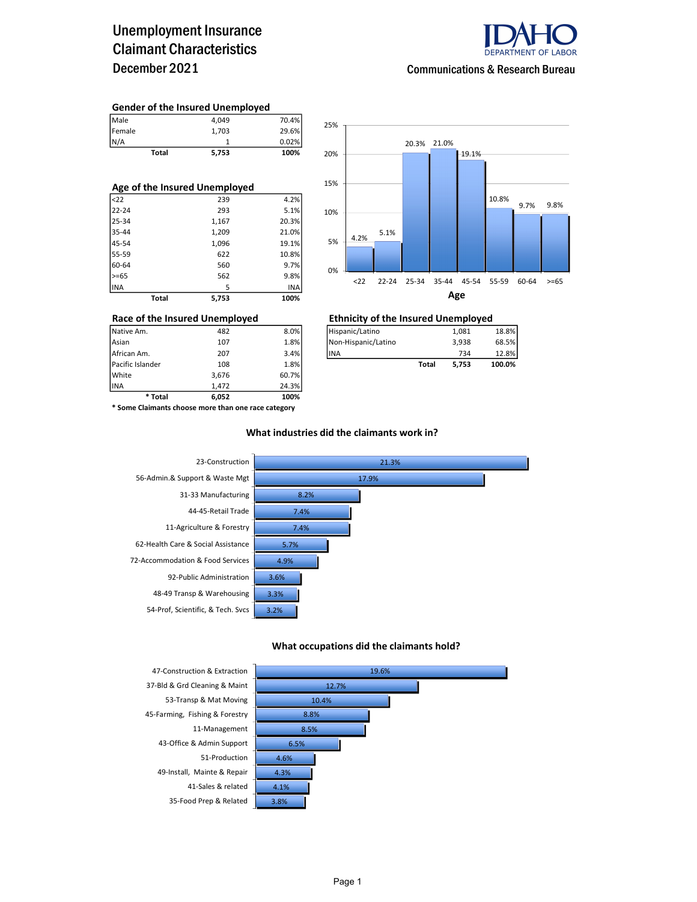# Unemployment Insurance Claimant Characteristics December 2021

IDAHO DEPARTMENT OF LABOR

Communications & Research Bureau

### Gender of the Insured Unemployed

| | | |
|---|---|---|
| Male | 4,049 | 70.4% |
| Female | 1,703 | 29.6% |
| N/A | 1 | 0.02% |
| **Total** | **5,753** | **100%** |

### Age of the Insured Unemployed

| | | |
|---|---|---|
| <22 | 239 | 4.2% |
| 22-24 | 293 | 5.1% |
| 25-34 | 1,167 | 20.3% |
| 35-44 | 1,209 | 21.0% |
| 45-54 | 1,096 | 19.1% |
| 55-59 | 622 | 10.8% |
| 60-64 | 560 | 9.7% |
| >=65 | 562 | 9.8% |
| INA | 5 | INA |
| **Total** | **5,753** | **100%** |

**Age**

| Age | <22 | 22-24 | 25-34 | 35-44 | 45-54 | 55-59 | 60-64 | >=65 |
|---|---|---|---|---|---|---|---|---|
| Percent | 4.2% | 5.1% | 20.3% | 21.0% | 19.1% | 10.8% | 9.7% | 9.8% |

### Race of the Insured Unemployed

| | | |
|---|---|---|
| Native Am. | 482 | 8.0% |
| Asian | 107 | 1.8% |
| African Am. | 207 | 3.4% |
| Pacific Islander | 108 | 1.8% |
| White | 3,676 | 60.7% |
| INA | 1,472 | 24.3% |
| *** Total** | **6,052** | **100%** |

**\* Some Claimants choose more than one race category**

### Ethnicity of the Insured Unemployed

| | | |
|---|---|---|
| Hispanic/Latino | 1,081 | 18.8% |
| Non-Hispanic/Latino | 3,938 | 68.5% |
| INA | 734 | 12.8% |
| **Total** | **5,753** | **100.0%** |

### What industries did the claimants work in?

| Industry | Percent |
|---|---|
| 23-Construction | 21.3% |
| 56-Admin.& Support & Waste Mgt | 17.9% |
| 31-33 Manufacturing | 8.2% |
| 44-45-Retail Trade | 7.4% |
| 11-Agriculture & Forestry | 7.4% |
| 62-Health Care & Social Assistance | 5.7% |
| 72-Accommodation & Food Services | 4.9% |
| 92-Public Administration | 3.6% |
| 48-49 Transp & Warehousing | 3.3% |
| 54-Prof, Scientific, & Tech. Svcs | 3.2% |

### What occupations did the claimants hold?

| Occupation | Percent |
|---|---|
| 47-Construction & Extraction | 19.6% |
| 37-Bld & Grd Cleaning & Maint | 12.7% |
| 53-Transp & Mat Moving | 10.4% |
| 45-Farming, Fishing & Forestry | 8.8% |
| 11-Management | 8.5% |
| 43-Office & Admin Support | 6.5% |
| 51-Production | 4.6% |
| 49-Install, Mainte & Repair | 4.3% |
| 41-Sales & related | 4.1% |
| 35-Food Prep & Related | 3.8% |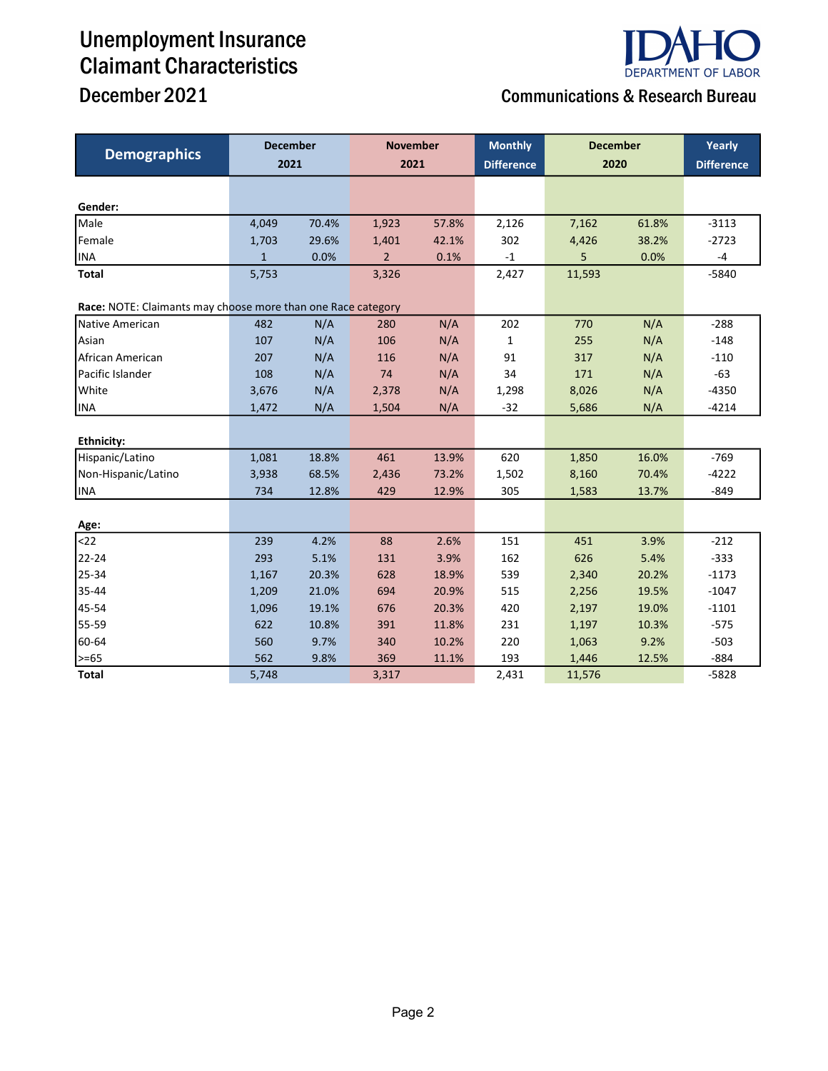# Unemployment Insurance Claimant Characteristics

## December 2021

**IDAHO DEPARTMENT OF LABOR**

**Communications & Research Bureau**

| Demographics | December 2021 | | November 2021 | | Monthly Difference | December 2020 | | Yearly Difference |
|---|---|---|---|---|---|---|---|---|
| **Gender:** | | | | | | | | |
| Male | 4,049 | 70.4% | 1,923 | 57.8% | 2,126 | 7,162 | 61.8% | -3113 |
| Female | 1,703 | 29.6% | 1,401 | 42.1% | 302 | 4,426 | 38.2% | -2723 |
| INA | 1 | 0.0% | 2 | 0.1% | -1 | 5 | 0.0% | -4 |
| **Total** | 5,753 | | 3,326 | | 2,427 | 11,593 | | -5840 |
| **Race:** NOTE: Claimants may choose more than one Race category | | | | | | | | |
| Native American | 482 | N/A | 280 | N/A | 202 | 770 | N/A | -288 |
| Asian | 107 | N/A | 106 | N/A | 1 | 255 | N/A | -148 |
| African American | 207 | N/A | 116 | N/A | 91 | 317 | N/A | -110 |
| Pacific Islander | 108 | N/A | 74 | N/A | 34 | 171 | N/A | -63 |
| White | 3,676 | N/A | 2,378 | N/A | 1,298 | 8,026 | N/A | -4350 |
| INA | 1,472 | N/A | 1,504 | N/A | -32 | 5,686 | N/A | -4214 |
| **Ethnicity:** | | | | | | | | |
| Hispanic/Latino | 1,081 | 18.8% | 461 | 13.9% | 620 | 1,850 | 16.0% | -769 |
| Non-Hispanic/Latino | 3,938 | 68.5% | 2,436 | 73.2% | 1,502 | 8,160 | 70.4% | -4222 |
| INA | 734 | 12.8% | 429 | 12.9% | 305 | 1,583 | 13.7% | -849 |
| **Age:** | | | | | | | | |
| <22 | 239 | 4.2% | 88 | 2.6% | 151 | 451 | 3.9% | -212 |
| 22-24 | 293 | 5.1% | 131 | 3.9% | 162 | 626 | 5.4% | -333 |
| 25-34 | 1,167 | 20.3% | 628 | 18.9% | 539 | 2,340 | 20.2% | -1173 |
| 35-44 | 1,209 | 21.0% | 694 | 20.9% | 515 | 2,256 | 19.5% | -1047 |
| 45-54 | 1,096 | 19.1% | 676 | 20.3% | 420 | 2,197 | 19.0% | -1101 |
| 55-59 | 622 | 10.8% | 391 | 11.8% | 231 | 1,197 | 10.3% | -575 |
| 60-64 | 560 | 9.7% | 340 | 10.2% | 220 | 1,063 | 9.2% | -503 |
| >=65 | 562 | 9.8% | 369 | 11.1% | 193 | 1,446 | 12.5% | -884 |
| **Total** | 5,748 | | 3,317 | | 2,431 | 11,576 | | -5828 |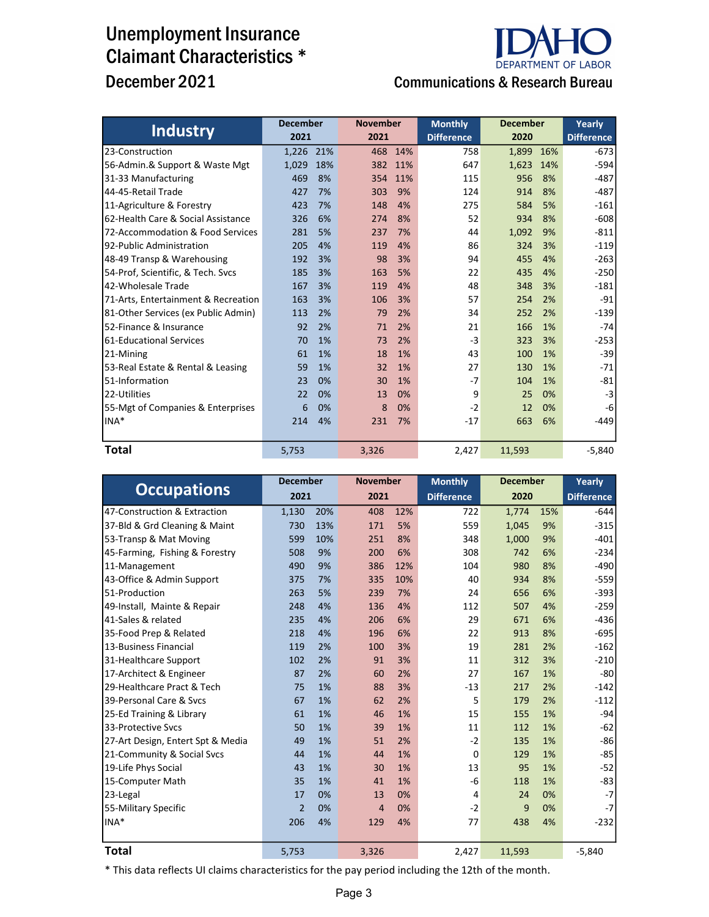# Unemployment Insurance Claimant Characteristics *

## December 2021

IDAHO DEPARTMENT OF LABOR

Communications & Research Bureau

| Industry | December 2021 | | November 2021 | | Monthly Difference | December 2020 | | Yearly Difference |
|---|---|---|---|---|---|---|---|---|
| 23-Construction | 1,226 | 21% | 468 | 14% | 758 | 1,899 | 16% | -673 |
| 56-Admin.& Support & Waste Mgt | 1,029 | 18% | 382 | 11% | 647 | 1,623 | 14% | -594 |
| 31-33 Manufacturing | 469 | 8% | 354 | 11% | 115 | 956 | 8% | -487 |
| 44-45-Retail Trade | 427 | 7% | 303 | 9% | 124 | 914 | 8% | -487 |
| 11-Agriculture & Forestry | 423 | 7% | 148 | 4% | 275 | 584 | 5% | -161 |
| 62-Health Care & Social Assistance | 326 | 6% | 274 | 8% | 52 | 934 | 8% | -608 |
| 72-Accommodation & Food Services | 281 | 5% | 237 | 7% | 44 | 1,092 | 9% | -811 |
| 92-Public Administration | 205 | 4% | 119 | 4% | 86 | 324 | 3% | -119 |
| 48-49 Transp & Warehousing | 192 | 3% | 98 | 3% | 94 | 455 | 4% | -263 |
| 54-Prof, Scientific, & Tech. Svcs | 185 | 3% | 163 | 5% | 22 | 435 | 4% | -250 |
| 42-Wholesale Trade | 167 | 3% | 119 | 4% | 48 | 348 | 3% | -181 |
| 71-Arts, Entertainment & Recreation | 163 | 3% | 106 | 3% | 57 | 254 | 2% | -91 |
| 81-Other Services (ex Public Admin) | 113 | 2% | 79 | 2% | 34 | 252 | 2% | -139 |
| 52-Finance & Insurance | 92 | 2% | 71 | 2% | 21 | 166 | 1% | -74 |
| 61-Educational Services | 70 | 1% | 73 | 2% | -3 | 323 | 3% | -253 |
| 21-Mining | 61 | 1% | 18 | 1% | 43 | 100 | 1% | -39 |
| 53-Real Estate & Rental & Leasing | 59 | 1% | 32 | 1% | 27 | 130 | 1% | -71 |
| 51-Information | 23 | 0% | 30 | 1% | -7 | 104 | 1% | -81 |
| 22-Utilities | 22 | 0% | 13 | 0% | 9 | 25 | 0% | -3 |
| 55-Mgt of Companies & Enterprises | 6 | 0% | 8 | 0% | -2 | 12 | 0% | -6 |
| INA* | 214 | 4% | 231 | 7% | -17 | 663 | 6% | -449 |
| **Total** | 5,753 | | 3,326 | | 2,427 | 11,593 | | -5,840 |

| Occupations | December 2021 | | November 2021 | | Monthly Difference | December 2020 | | Yearly Difference |
|---|---|---|---|---|---|---|---|---|
| 47-Construction & Extraction | 1,130 | 20% | 408 | 12% | 722 | 1,774 | 15% | -644 |
| 37-Bld & Grd Cleaning & Maint | 730 | 13% | 171 | 5% | 559 | 1,045 | 9% | -315 |
| 53-Transp & Mat Moving | 599 | 10% | 251 | 8% | 348 | 1,000 | 9% | -401 |
| 45-Farming, Fishing & Forestry | 508 | 9% | 200 | 6% | 308 | 742 | 6% | -234 |
| 11-Management | 490 | 9% | 386 | 12% | 104 | 980 | 8% | -490 |
| 43-Office & Admin Support | 375 | 7% | 335 | 10% | 40 | 934 | 8% | -559 |
| 51-Production | 263 | 5% | 239 | 7% | 24 | 656 | 6% | -393 |
| 49-Install, Mainte & Repair | 248 | 4% | 136 | 4% | 112 | 507 | 4% | -259 |
| 41-Sales & related | 235 | 4% | 206 | 6% | 29 | 671 | 6% | -436 |
| 35-Food Prep & Related | 218 | 4% | 196 | 6% | 22 | 913 | 8% | -695 |
| 13-Business Financial | 119 | 2% | 100 | 3% | 19 | 281 | 2% | -162 |
| 31-Healthcare Support | 102 | 2% | 91 | 3% | 11 | 312 | 3% | -210 |
| 17-Architect & Engineer | 87 | 2% | 60 | 2% | 27 | 167 | 1% | -80 |
| 29-Healthcare Pract & Tech | 75 | 1% | 88 | 3% | -13 | 217 | 2% | -142 |
| 39-Personal Care & Svcs | 67 | 1% | 62 | 2% | 5 | 179 | 2% | -112 |
| 25-Ed Training & Library | 61 | 1% | 46 | 1% | 15 | 155 | 1% | -94 |
| 33-Protective Svcs | 50 | 1% | 39 | 1% | 11 | 112 | 1% | -62 |
| 27-Art Design, Entert Spt & Media | 49 | 1% | 51 | 2% | -2 | 135 | 1% | -86 |
| 21-Community & Social Svcs | 44 | 1% | 44 | 1% | 0 | 129 | 1% | -85 |
| 19-Life Phys Social | 43 | 1% | 30 | 1% | 13 | 95 | 1% | -52 |
| 15-Computer Math | 35 | 1% | 41 | 1% | -6 | 118 | 1% | -83 |
| 23-Legal | 17 | 0% | 13 | 0% | 4 | 24 | 0% | -7 |
| 55-Military Specific | 2 | 0% | 4 | 0% | -2 | 9 | 0% | -7 |
| INA* | 206 | 4% | 129 | 4% | 77 | 438 | 4% | -232 |
| **Total** | 5,753 | | 3,326 | | 2,427 | 11,593 | | -5,840 |

* This data reflects UI claims characteristics for the pay period including the 12th of the month.